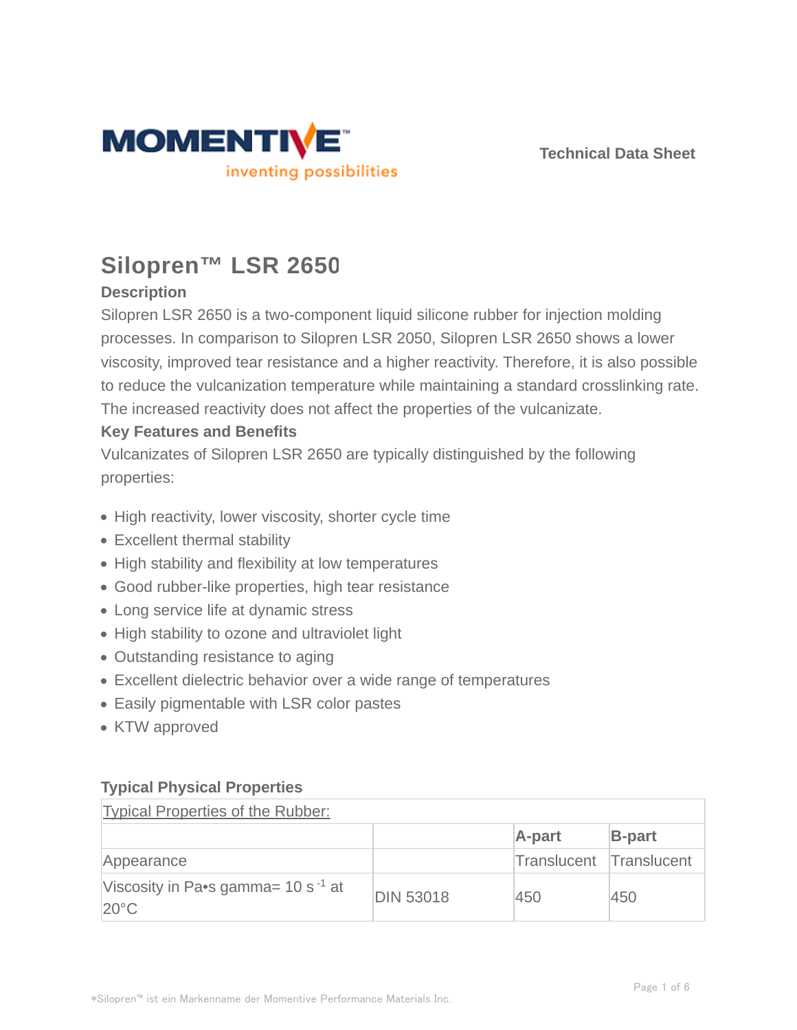Technical Data Sheet

# Silopren™ LSR 2650

## Description

Silopren LSR 2650 is a two-component liquid silicone rubber for injection molding processes. In comparison to Silopren LSR 2050, Silopren LSR 2650 shows a lower viscosity, improved tear resistance and a higher reactivity. Therefore, it is also possible to reduce the vulcanization temperature while maintaining a standard crosslinking rate. The increased reactivity does not affect the properties of the vulcanizate.

## Key Features and Benefits

Vulcanizates of Silopren LSR 2650 are typically distinguished by the following properties:

- High reactivity, lower viscosity, shorter cycle time
- Excellent thermal stability
- High stability and flexibility at low temperatures
- Good rubber-like properties, high tear resistance
- Long service life at dynamic stress
- High stability to ozone and ultraviolet light
- Outstanding resistance to aging
- Excellent dielectric behavior over a wide range of temperatures
- Easily pigmentable with LSR color pastes
- KTW approved

## Typical Physical Properties

| Typical Properties of the Rubber: | | | |
|---|---|---|---|
| | | **A-part** | **B-part** |
| Appearance | | Translucent | Translucent |
| Viscosity in Pa•s gamma= 10 $s^{-1}$ at 20°C | DIN 53018 | 450 | 450 |

*Silopren™ ist ein Markenname der Momentive Performance Materials Inc.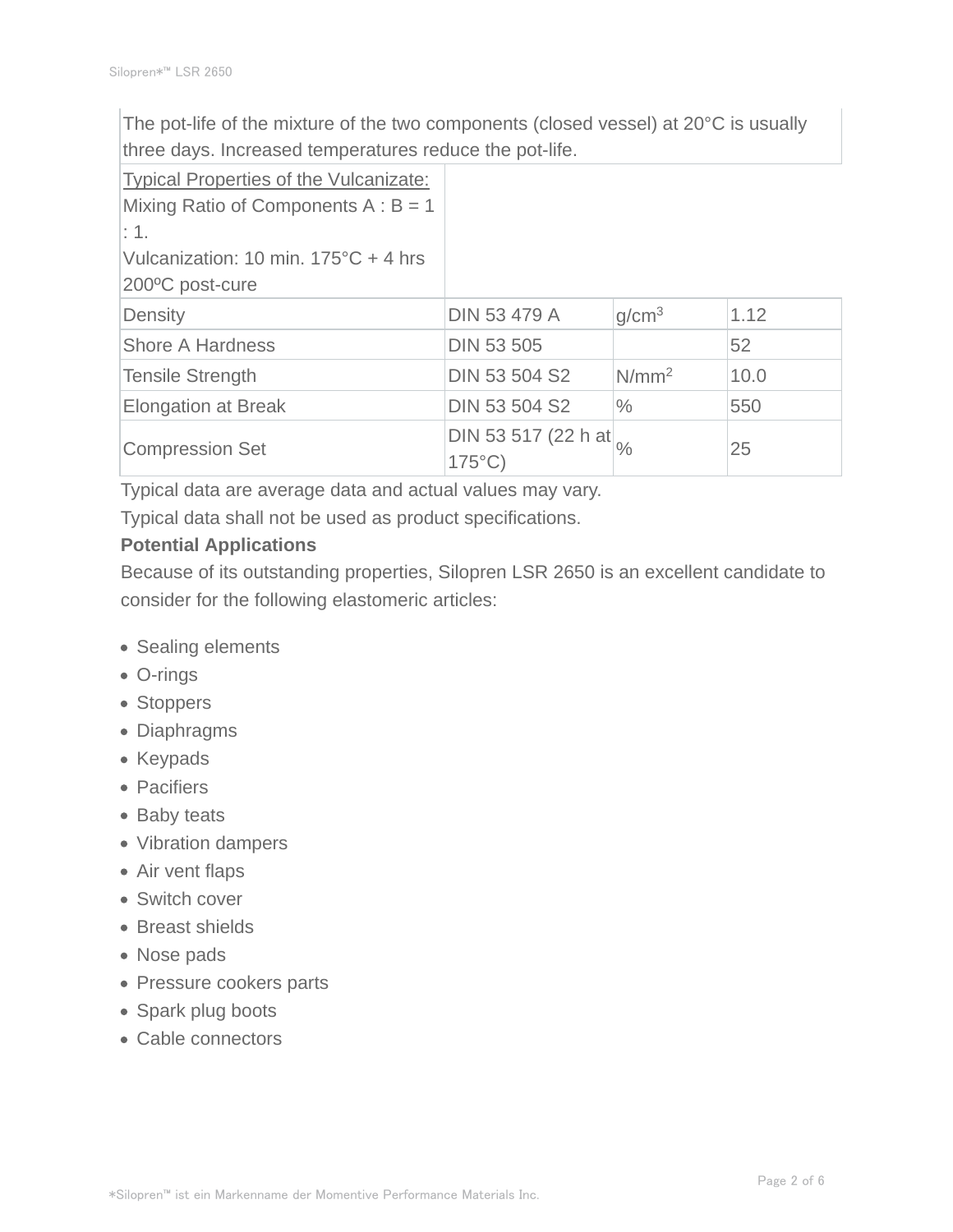The pot-life of the mixture of the two components (closed vessel) at 20°C is usually three days. Increased temperatures reduce the pot-life.

| Typical Properties of the Vulcanizate:<br>Mixing Ratio of Components A : B = 1 : 1.<br>Vulcanization: 10 min. 175°C + 4 hrs 200ºC post-cure | | | |
|---|---|---|---|
| Density | DIN 53 479 A | $g/cm^3$ | 1.12 |
| Shore A Hardness | DIN 53 505 | | 52 |
| Tensile Strength | DIN 53 504 S2 | $N/mm^2$ | 10.0 |
| Elongation at Break | DIN 53 504 S2 | % | 550 |
| Compression Set | DIN 53 517 (22 h at 175°C) | % | 25 |

Typical data are average data and actual values may vary.

Typical data shall not be used as product specifications.

**Potential Applications**

Because of its outstanding properties, Silopren LSR 2650 is an excellent candidate to consider for the following elastomeric articles:

- Sealing elements
- O-rings
- Stoppers
- Diaphragms
- Keypads
- Pacifiers
- Baby teats
- Vibration dampers
- Air vent flaps
- Switch cover
- Breast shields
- Nose pads
- Pressure cookers parts
- Spark plug boots
- Cable connectors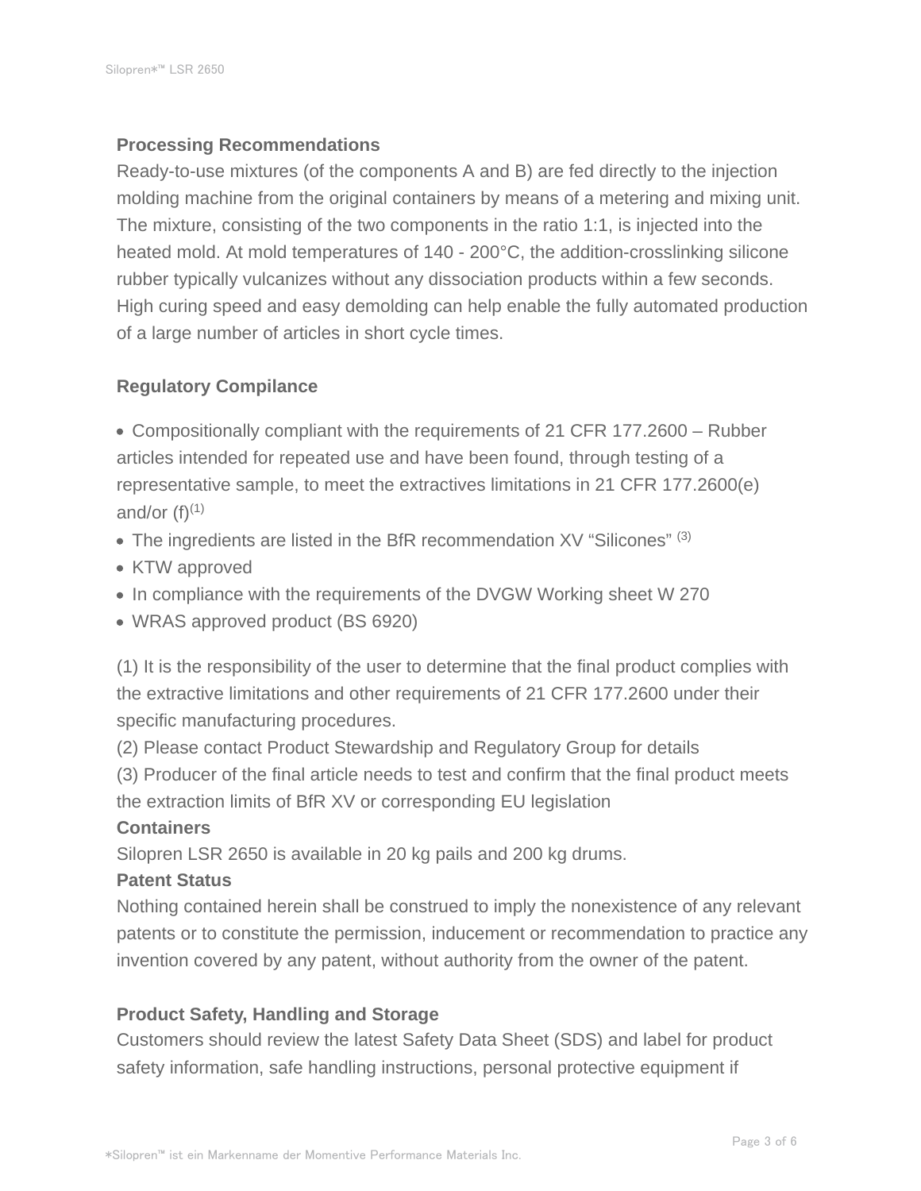## Processing Recommendations

Ready-to-use mixtures (of the components A and B) are fed directly to the injection molding machine from the original containers by means of a metering and mixing unit. The mixture, consisting of the two components in the ratio 1:1, is injected into the heated mold. At mold temperatures of 140 - 200°C, the addition-crosslinking silicone rubber typically vulcanizes without any dissociation products within a few seconds. High curing speed and easy demolding can help enable the fully automated production of a large number of articles in short cycle times.

## Regulatory Compilance

- Compositionally compliant with the requirements of 21 CFR 177.2600 – Rubber articles intended for repeated use and have been found, through testing of a representative sample, to meet the extractives limitations in 21 CFR 177.2600(e) and/or (f)[1]
- The ingredients are listed in the BfR recommendation XV "Silicones" [3]
- KTW approved
- In compliance with the requirements of the DVGW Working sheet W 270
- WRAS approved product (BS 6920)

(1) It is the responsibility of the user to determine that the final product complies with the extractive limitations and other requirements of 21 CFR 177.2600 under their specific manufacturing procedures.

(2) Please contact Product Stewardship and Regulatory Group for details

(3) Producer of the final article needs to test and confirm that the final product meets the extraction limits of BfR XV or corresponding EU legislation

## Containers

Silopren LSR 2650 is available in 20 kg pails and 200 kg drums.

## Patent Status

Nothing contained herein shall be construed to imply the nonexistence of any relevant patents or to constitute the permission, inducement or recommendation to practice any invention covered by any patent, without authority from the owner of the patent.

## Product Safety, Handling and Storage

Customers should review the latest Safety Data Sheet (SDS) and label for product safety information, safe handling instructions, personal protective equipment if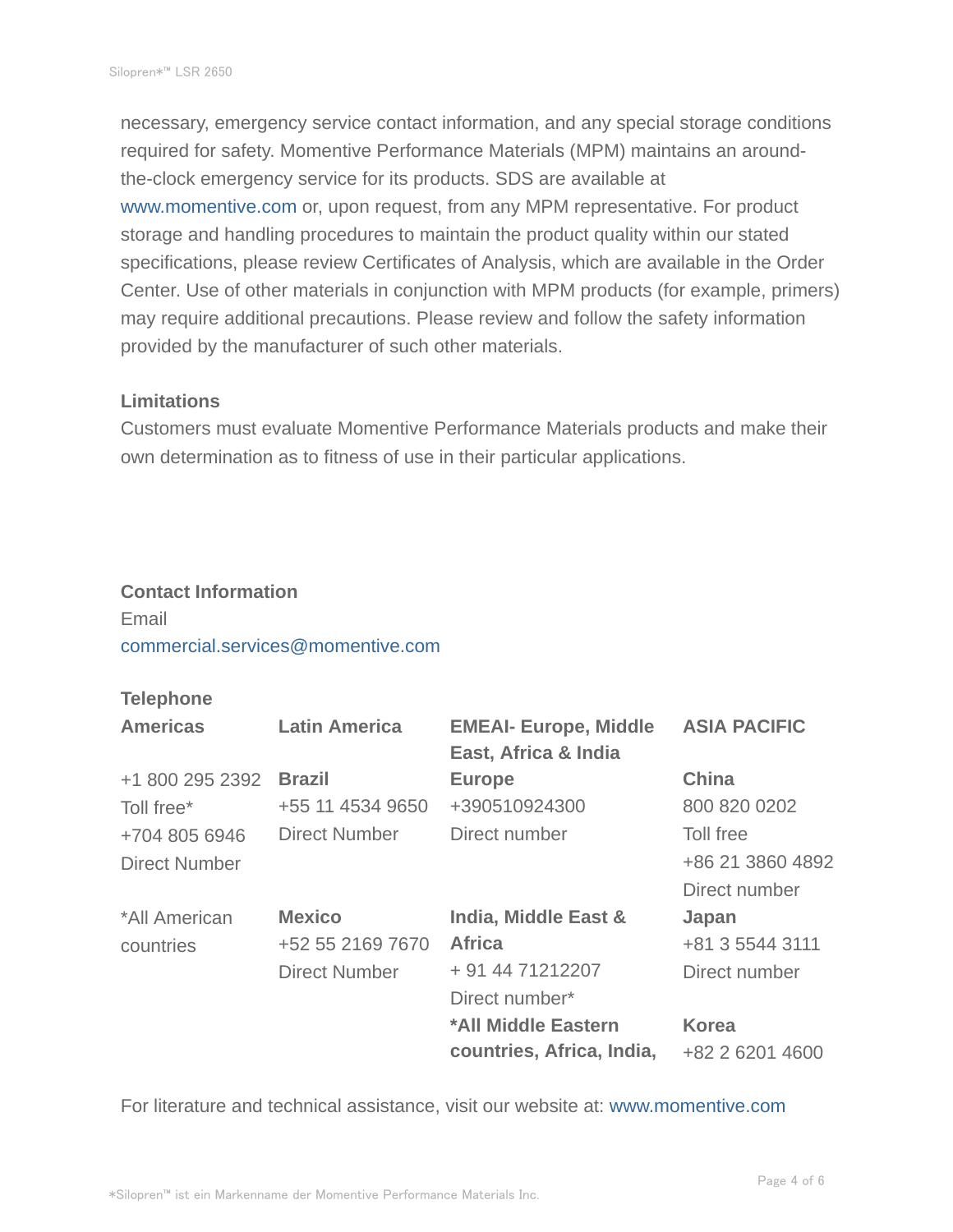necessary, emergency service contact information, and any special storage conditions required for safety. Momentive Performance Materials (MPM) maintains an around-the-clock emergency service for its products. SDS are available at www.momentive.com or, upon request, from any MPM representative. For product storage and handling procedures to maintain the product quality within our stated specifications, please review Certificates of Analysis, which are available in the Order Center. Use of other materials in conjunction with MPM products (for example, primers) may require additional precautions. Please review and follow the safety information provided by the manufacturer of such other materials.

### Limitations

Customers must evaluate Momentive Performance Materials products and make their own determination as to fitness of use in their particular applications.

### Contact Information

Email
commercial.services@momentive.com

### Telephone

| Americas | Latin America | EMEAI- Europe, Middle East, Africa & India | ASIA PACIFIC |
|---|---|---|---|
| +1 800 295 2392<br>Toll free*<br>+704 805 6946<br>Direct Number | **Brazil**<br>+55 11 4534 9650<br>Direct Number | **Europe**<br>+390510924300<br>Direct number | **China**<br>800 820 0202<br>Toll free<br>+86 21 3860 4892<br>Direct number |
| *All American countries | **Mexico**<br>+52 55 2169 7670<br>Direct Number | **India, Middle East & Africa**<br>+ 91 44 71212207<br>Direct number* | **Japan**<br>+81 3 5544 3111<br>Direct number |
| | | ***All Middle Eastern countries, Africa, India,** | **Korea**<br>+82 2 6201 4600 |

For literature and technical assistance, visit our website at: www.momentive.com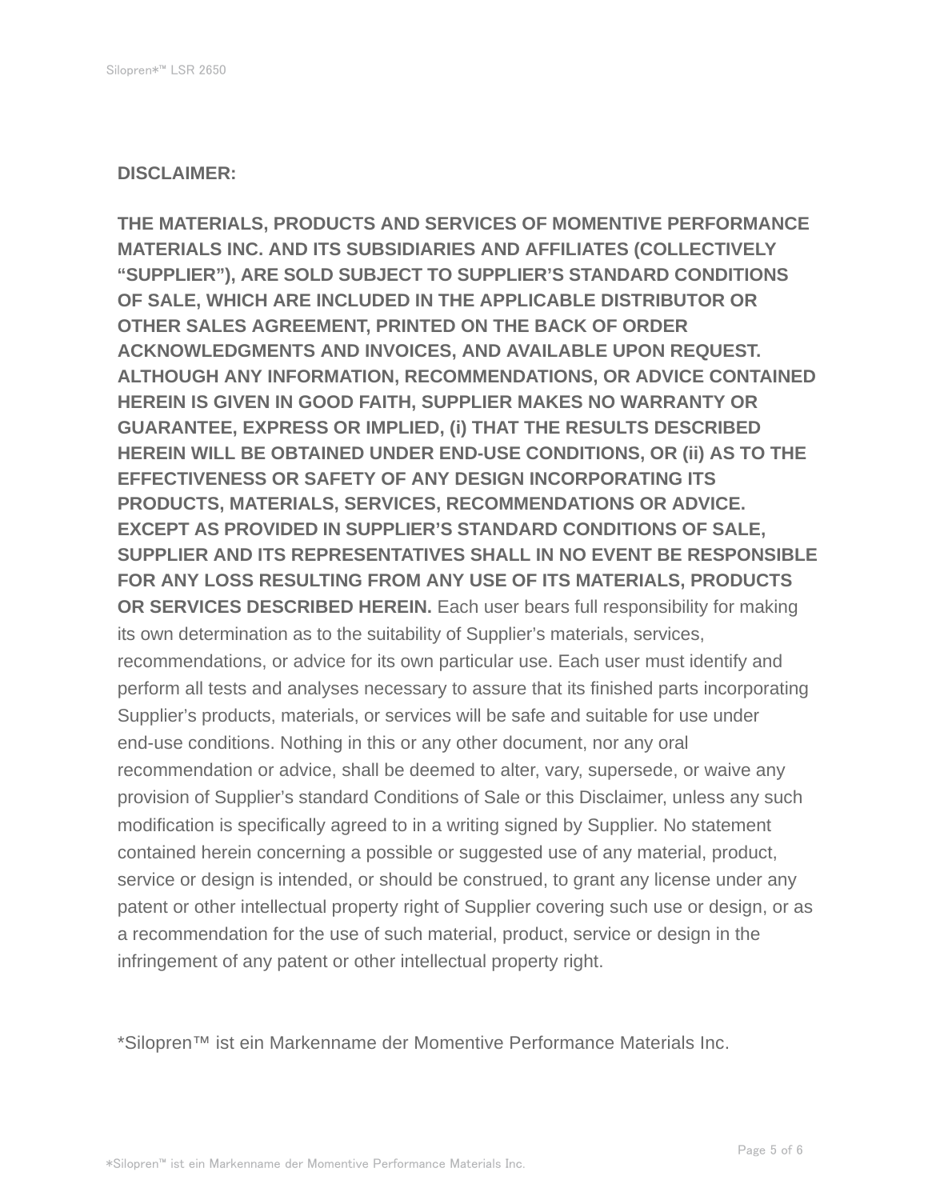**DISCLAIMER:**

**THE MATERIALS, PRODUCTS AND SERVICES OF MOMENTIVE PERFORMANCE MATERIALS INC. AND ITS SUBSIDIARIES AND AFFILIATES (COLLECTIVELY "SUPPLIER"), ARE SOLD SUBJECT TO SUPPLIER'S STANDARD CONDITIONS OF SALE, WHICH ARE INCLUDED IN THE APPLICABLE DISTRIBUTOR OR OTHER SALES AGREEMENT, PRINTED ON THE BACK OF ORDER ACKNOWLEDGMENTS AND INVOICES, AND AVAILABLE UPON REQUEST. ALTHOUGH ANY INFORMATION, RECOMMENDATIONS, OR ADVICE CONTAINED HEREIN IS GIVEN IN GOOD FAITH, SUPPLIER MAKES NO WARRANTY OR GUARANTEE, EXPRESS OR IMPLIED, (i) THAT THE RESULTS DESCRIBED HEREIN WILL BE OBTAINED UNDER END-USE CONDITIONS, OR (ii) AS TO THE EFFECTIVENESS OR SAFETY OF ANY DESIGN INCORPORATING ITS PRODUCTS, MATERIALS, SERVICES, RECOMMENDATIONS OR ADVICE. EXCEPT AS PROVIDED IN SUPPLIER'S STANDARD CONDITIONS OF SALE, SUPPLIER AND ITS REPRESENTATIVES SHALL IN NO EVENT BE RESPONSIBLE FOR ANY LOSS RESULTING FROM ANY USE OF ITS MATERIALS, PRODUCTS OR SERVICES DESCRIBED HEREIN.** Each user bears full responsibility for making its own determination as to the suitability of Supplier's materials, services, recommendations, or advice for its own particular use. Each user must identify and perform all tests and analyses necessary to assure that its finished parts incorporating Supplier's products, materials, or services will be safe and suitable for use under end-use conditions. Nothing in this or any other document, nor any oral recommendation or advice, shall be deemed to alter, vary, supersede, or waive any provision of Supplier's standard Conditions of Sale or this Disclaimer, unless any such modification is specifically agreed to in a writing signed by Supplier. No statement contained herein concerning a possible or suggested use of any material, product, service or design is intended, or should be construed, to grant any license under any patent or other intellectual property right of Supplier covering such use or design, or as a recommendation for the use of such material, product, service or design in the infringement of any patent or other intellectual property right.

*Silopren™ ist ein Markenname der Momentive Performance Materials Inc.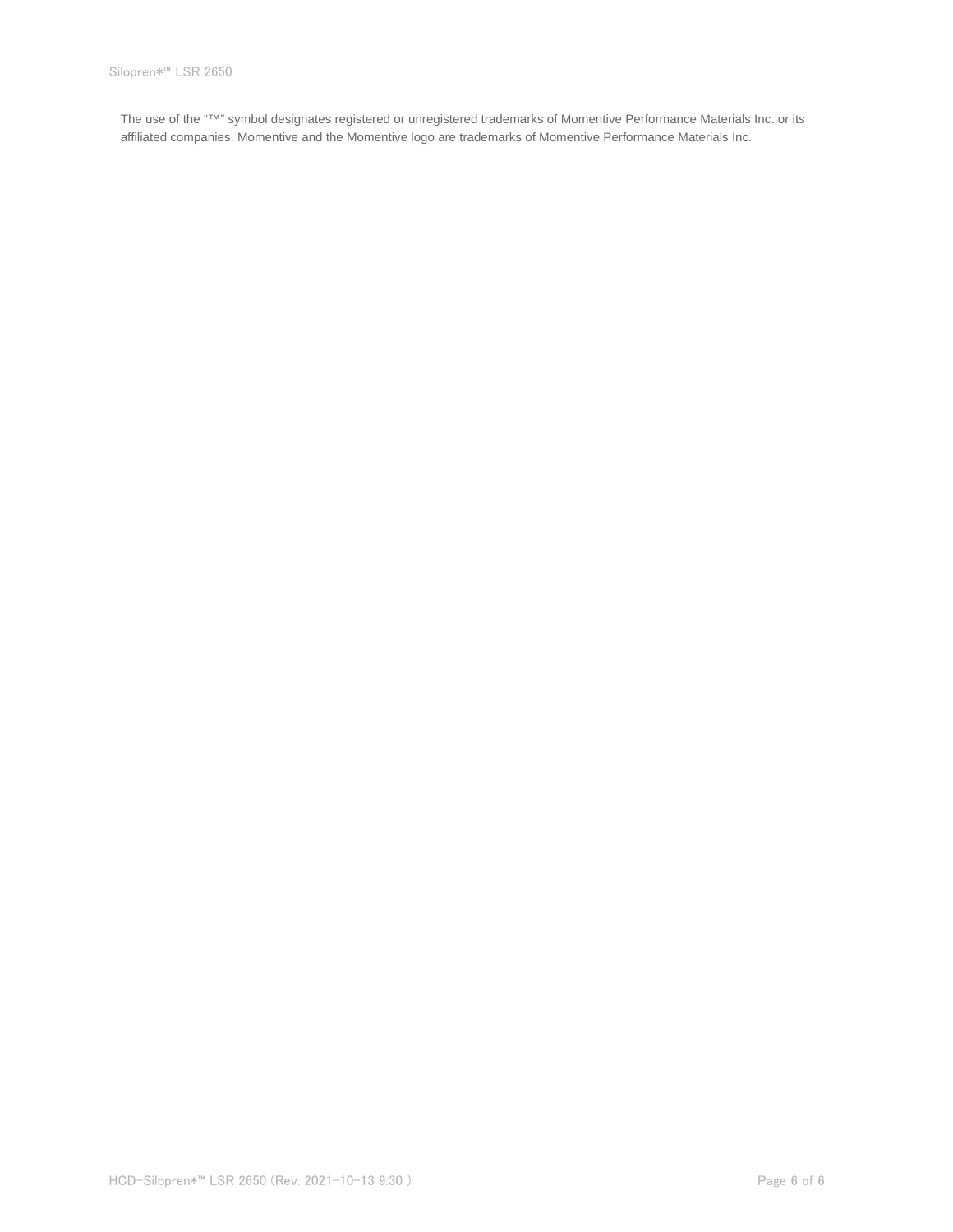The use of the "™" symbol designates registered or unregistered trademarks of Momentive Performance Materials Inc. or its affiliated companies. Momentive and the Momentive logo are trademarks of Momentive Performance Materials Inc.